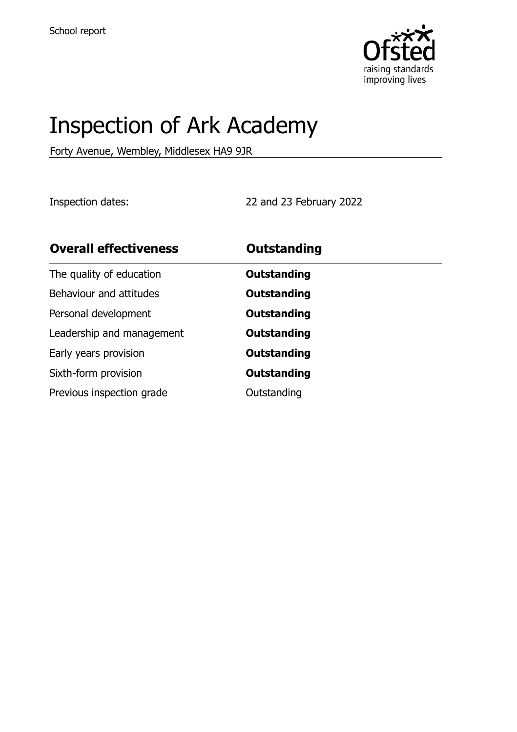School report

# Inspection of Ark Academy

Forty Avenue, Wembley, Middlesex HA9 9JR

Inspection dates: 22 and 23 February 2022

| **Overall effectiveness** | **Outstanding** |
| --- | --- |
| The quality of education | **Outstanding** |
| Behaviour and attitudes | **Outstanding** |
| Personal development | **Outstanding** |
| Leadership and management | **Outstanding** |
| Early years provision | **Outstanding** |
| Sixth-form provision | **Outstanding** |
| Previous inspection grade | Outstanding |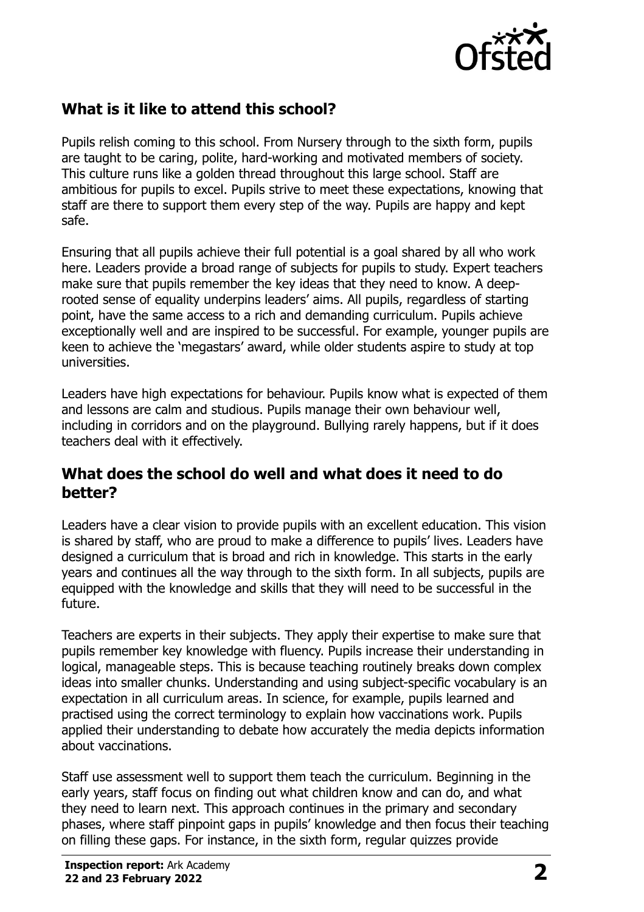## What is it like to attend this school?

Pupils relish coming to this school. From Nursery through to the sixth form, pupils are taught to be caring, polite, hard-working and motivated members of society. This culture runs like a golden thread throughout this large school. Staff are ambitious for pupils to excel. Pupils strive to meet these expectations, knowing that staff are there to support them every step of the way. Pupils are happy and kept safe.

Ensuring that all pupils achieve their full potential is a goal shared by all who work here. Leaders provide a broad range of subjects for pupils to study. Expert teachers make sure that pupils remember the key ideas that they need to know. A deep-rooted sense of equality underpins leaders' aims. All pupils, regardless of starting point, have the same access to a rich and demanding curriculum. Pupils achieve exceptionally well and are inspired to be successful. For example, younger pupils are keen to achieve the 'megastars' award, while older students aspire to study at top universities.

Leaders have high expectations for behaviour. Pupils know what is expected of them and lessons are calm and studious. Pupils manage their own behaviour well, including in corridors and on the playground. Bullying rarely happens, but if it does teachers deal with it effectively.

## What does the school do well and what does it need to do better?

Leaders have a clear vision to provide pupils with an excellent education. This vision is shared by staff, who are proud to make a difference to pupils' lives. Leaders have designed a curriculum that is broad and rich in knowledge. This starts in the early years and continues all the way through to the sixth form. In all subjects, pupils are equipped with the knowledge and skills that they will need to be successful in the future.

Teachers are experts in their subjects. They apply their expertise to make sure that pupils remember key knowledge with fluency. Pupils increase their understanding in logical, manageable steps. This is because teaching routinely breaks down complex ideas into smaller chunks. Understanding and using subject-specific vocabulary is an expectation in all curriculum areas. In science, for example, pupils learned and practised using the correct terminology to explain how vaccinations work. Pupils applied their understanding to debate how accurately the media depicts information about vaccinations.

Staff use assessment well to support them teach the curriculum. Beginning in the early years, staff focus on finding out what children know and can do, and what they need to learn next. This approach continues in the primary and secondary phases, where staff pinpoint gaps in pupils' knowledge and then focus their teaching on filling these gaps. For instance, in the sixth form, regular quizzes provide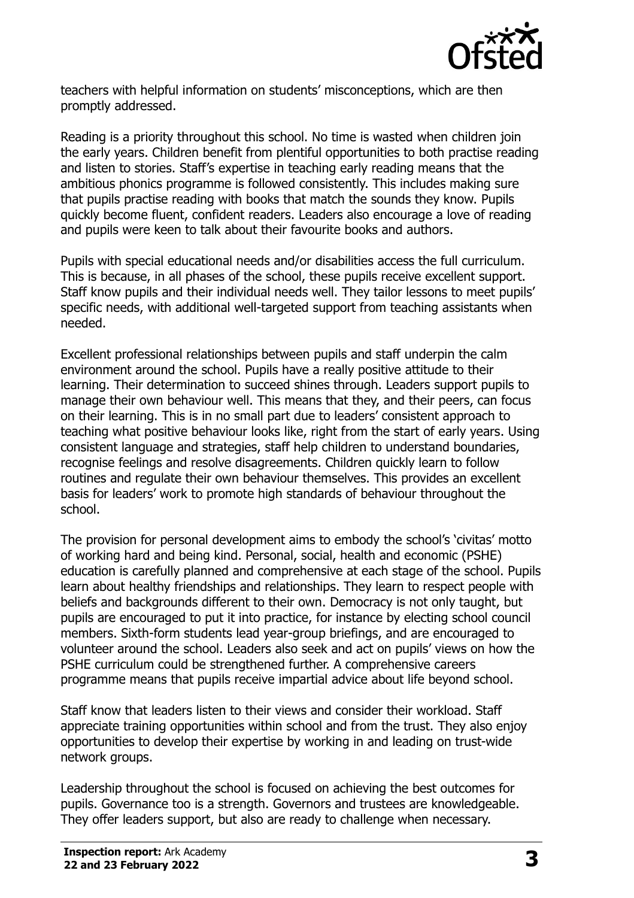teachers with helpful information on students' misconceptions, which are then promptly addressed.

Reading is a priority throughout this school. No time is wasted when children join the early years. Children benefit from plentiful opportunities to both practise reading and listen to stories. Staff's expertise in teaching early reading means that the ambitious phonics programme is followed consistently. This includes making sure that pupils practise reading with books that match the sounds they know. Pupils quickly become fluent, confident readers. Leaders also encourage a love of reading and pupils were keen to talk about their favourite books and authors.

Pupils with special educational needs and/or disabilities access the full curriculum. This is because, in all phases of the school, these pupils receive excellent support. Staff know pupils and their individual needs well. They tailor lessons to meet pupils' specific needs, with additional well-targeted support from teaching assistants when needed.

Excellent professional relationships between pupils and staff underpin the calm environment around the school. Pupils have a really positive attitude to their learning. Their determination to succeed shines through. Leaders support pupils to manage their own behaviour well. This means that they, and their peers, can focus on their learning. This is in no small part due to leaders' consistent approach to teaching what positive behaviour looks like, right from the start of early years. Using consistent language and strategies, staff help children to understand boundaries, recognise feelings and resolve disagreements. Children quickly learn to follow routines and regulate their own behaviour themselves. This provides an excellent basis for leaders' work to promote high standards of behaviour throughout the school.

The provision for personal development aims to embody the school's 'civitas' motto of working hard and being kind. Personal, social, health and economic (PSHE) education is carefully planned and comprehensive at each stage of the school. Pupils learn about healthy friendships and relationships. They learn to respect people with beliefs and backgrounds different to their own. Democracy is not only taught, but pupils are encouraged to put it into practice, for instance by electing school council members. Sixth-form students lead year-group briefings, and are encouraged to volunteer around the school. Leaders also seek and act on pupils' views on how the PSHE curriculum could be strengthened further. A comprehensive careers programme means that pupils receive impartial advice about life beyond school.

Staff know that leaders listen to their views and consider their workload. Staff appreciate training opportunities within school and from the trust. They also enjoy opportunities to develop their expertise by working in and leading on trust-wide network groups.

Leadership throughout the school is focused on achieving the best outcomes for pupils. Governance too is a strength. Governors and trustees are knowledgeable. They offer leaders support, but also are ready to challenge when necessary.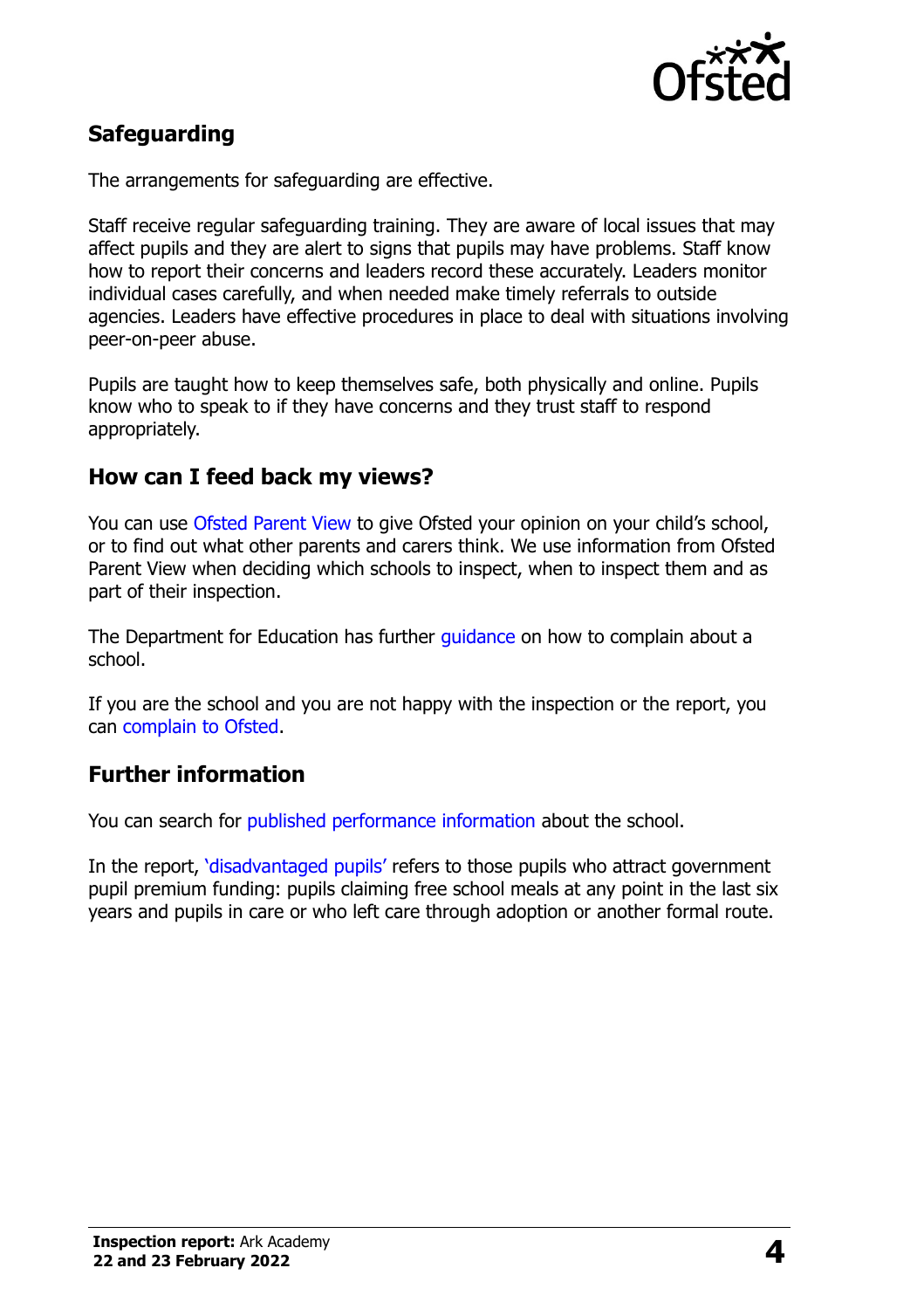## Safeguarding

The arrangements for safeguarding are effective.

Staff receive regular safeguarding training. They are aware of local issues that may affect pupils and they are alert to signs that pupils may have problems. Staff know how to report their concerns and leaders record these accurately. Leaders monitor individual cases carefully, and when needed make timely referrals to outside agencies. Leaders have effective procedures in place to deal with situations involving peer-on-peer abuse.

Pupils are taught how to keep themselves safe, both physically and online. Pupils know who to speak to if they have concerns and they trust staff to respond appropriately.

## How can I feed back my views?

You can use Ofsted Parent View to give Ofsted your opinion on your child's school, or to find out what other parents and carers think. We use information from Ofsted Parent View when deciding which schools to inspect, when to inspect them and as part of their inspection.

The Department for Education has further guidance on how to complain about a school.

If you are the school and you are not happy with the inspection or the report, you can complain to Ofsted.

## Further information

You can search for published performance information about the school.

In the report, 'disadvantaged pupils' refers to those pupils who attract government pupil premium funding: pupils claiming free school meals at any point in the last six years and pupils in care or who left care through adoption or another formal route.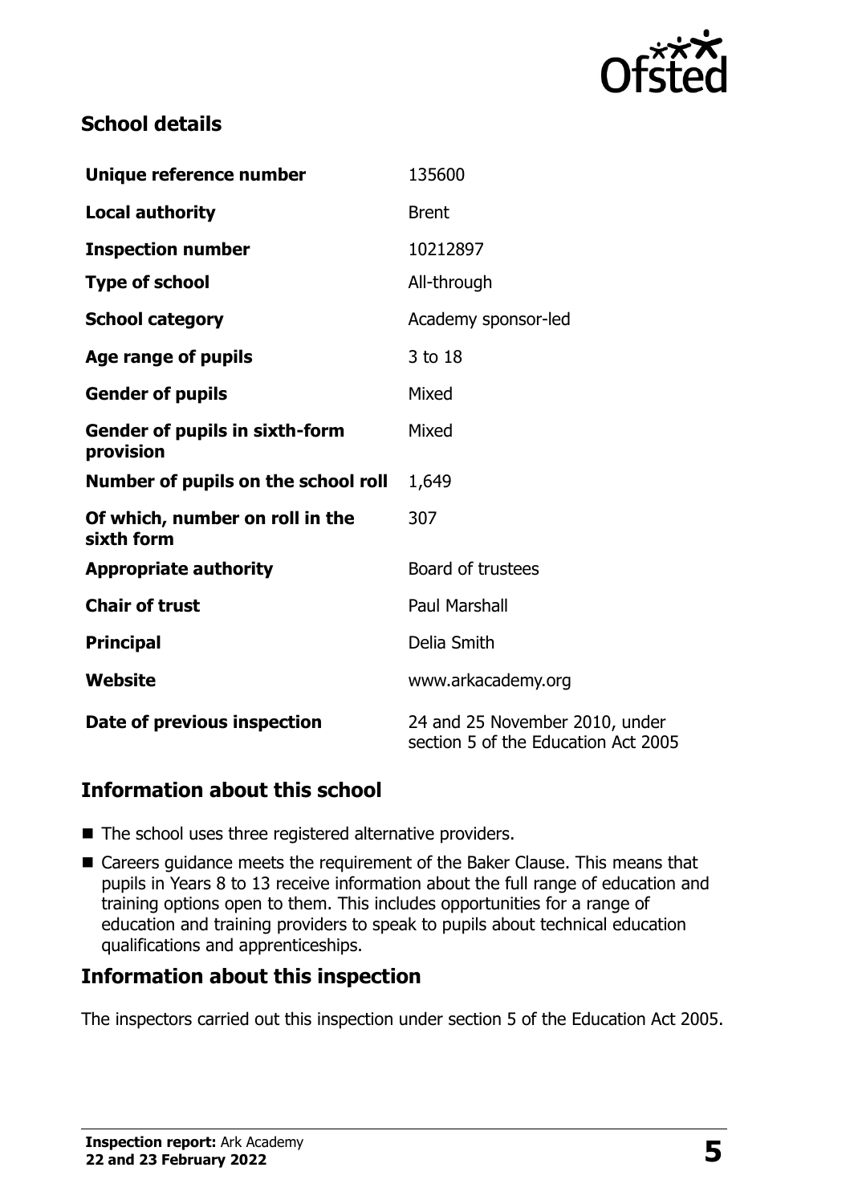## School details

| | |
|---|---|
| **Unique reference number** | 135600 |
| **Local authority** | Brent |
| **Inspection number** | 10212897 |
| **Type of school** | All-through |
| **School category** | Academy sponsor-led |
| **Age range of pupils** | 3 to 18 |
| **Gender of pupils** | Mixed |
| **Gender of pupils in sixth-form provision** | Mixed |
| **Number of pupils on the school roll** | 1,649 |
| **Of which, number on roll in the sixth form** | 307 |
| **Appropriate authority** | Board of trustees |
| **Chair of trust** | Paul Marshall |
| **Principal** | Delia Smith |
| **Website** | www.arkacademy.org |
| **Date of previous inspection** | 24 and 25 November 2010, under section 5 of the Education Act 2005 |

## Information about this school

- The school uses three registered alternative providers.
- Careers guidance meets the requirement of the Baker Clause. This means that pupils in Years 8 to 13 receive information about the full range of education and training options open to them. This includes opportunities for a range of education and training providers to speak to pupils about technical education qualifications and apprenticeships.

## Information about this inspection

The inspectors carried out this inspection under section 5 of the Education Act 2005.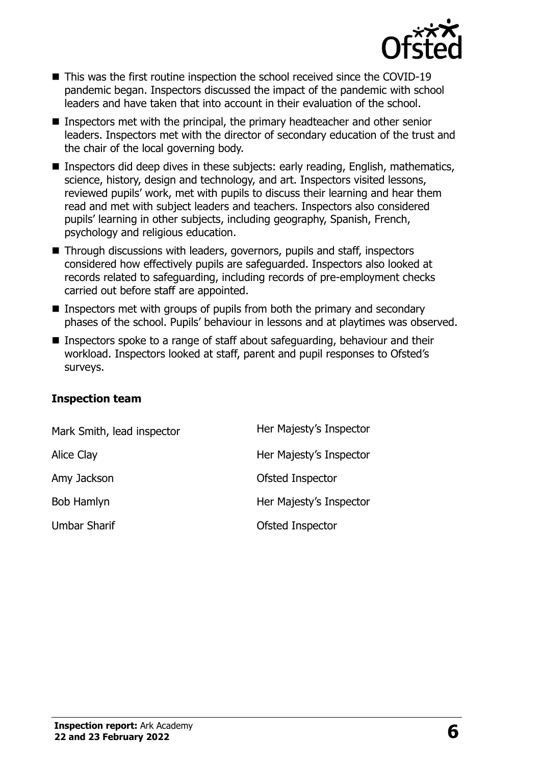- This was the first routine inspection the school received since the COVID-19 pandemic began. Inspectors discussed the impact of the pandemic with school leaders and have taken that into account in their evaluation of the school.
- Inspectors met with the principal, the primary headteacher and other senior leaders. Inspectors met with the director of secondary education of the trust and the chair of the local governing body.
- Inspectors did deep dives in these subjects: early reading, English, mathematics, science, history, design and technology, and art. Inspectors visited lessons, reviewed pupils' work, met with pupils to discuss their learning and hear them read and met with subject leaders and teachers. Inspectors also considered pupils' learning in other subjects, including geography, Spanish, French, psychology and religious education.
- Through discussions with leaders, governors, pupils and staff, inspectors considered how effectively pupils are safeguarded. Inspectors also looked at records related to safeguarding, including records of pre-employment checks carried out before staff are appointed.
- Inspectors met with groups of pupils from both the primary and secondary phases of the school. Pupils' behaviour in lessons and at playtimes was observed.
- Inspectors spoke to a range of staff about safeguarding, behaviour and their workload. Inspectors looked at staff, parent and pupil responses to Ofsted's surveys.

### Inspection team

| | |
|---|---|
| Mark Smith, lead inspector | Her Majesty's Inspector |
| Alice Clay | Her Majesty's Inspector |
| Amy Jackson | Ofsted Inspector |
| Bob Hamlyn | Her Majesty's Inspector |
| Umbar Sharif | Ofsted Inspector |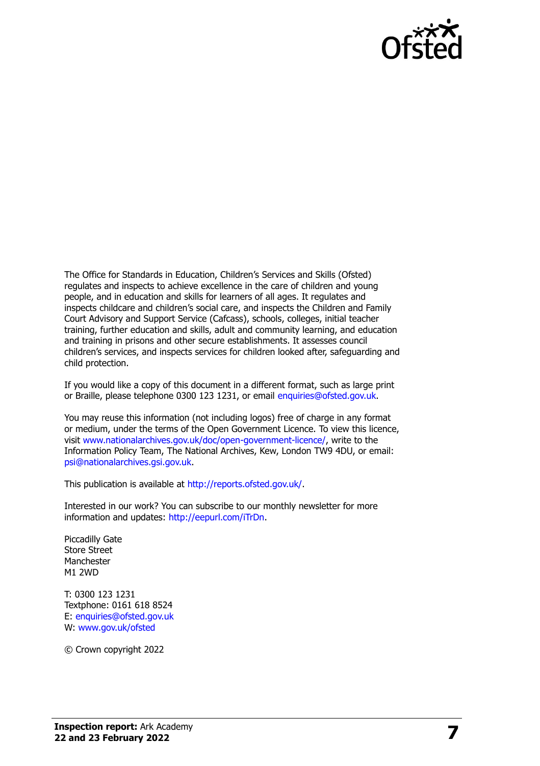The Office for Standards in Education, Children's Services and Skills (Ofsted) regulates and inspects to achieve excellence in the care of children and young people, and in education and skills for learners of all ages. It regulates and inspects childcare and children's social care, and inspects the Children and Family Court Advisory and Support Service (Cafcass), schools, colleges, initial teacher training, further education and skills, adult and community learning, and education and training in prisons and other secure establishments. It assesses council children's services, and inspects services for children looked after, safeguarding and child protection.

If you would like a copy of this document in a different format, such as large print or Braille, please telephone 0300 123 1231, or email enquiries@ofsted.gov.uk.

You may reuse this information (not including logos) free of charge in any format or medium, under the terms of the Open Government Licence. To view this licence, visit www.nationalarchives.gov.uk/doc/open-government-licence/, write to the Information Policy Team, The National Archives, Kew, London TW9 4DU, or email: psi@nationalarchives.gsi.gov.uk.

This publication is available at http://reports.ofsted.gov.uk/.

Interested in our work? You can subscribe to our monthly newsletter for more information and updates: http://eepurl.com/iTrDn.

Piccadilly Gate
Store Street
Manchester
M1 2WD

T: 0300 123 1231
Textphone: 0161 618 8524
E: enquiries@ofsted.gov.uk
W: www.gov.uk/ofsted

© Crown copyright 2022